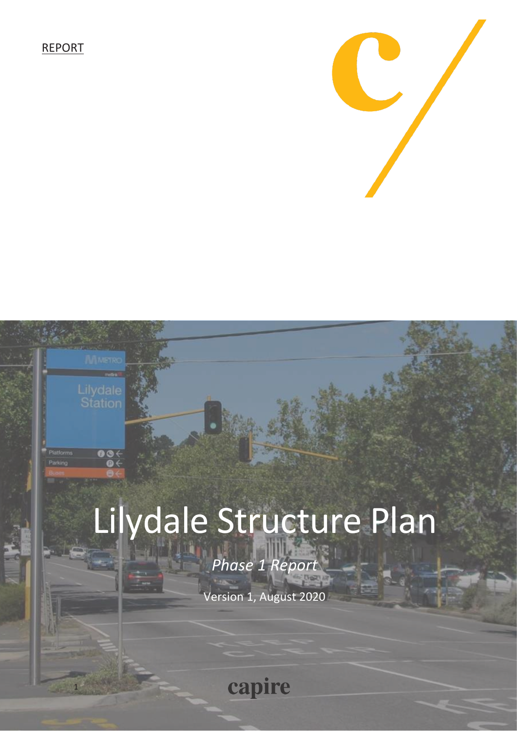REPORT

# Lilydale Structure Plan

*Phase 1 Report*

Version 1, August 2020

capire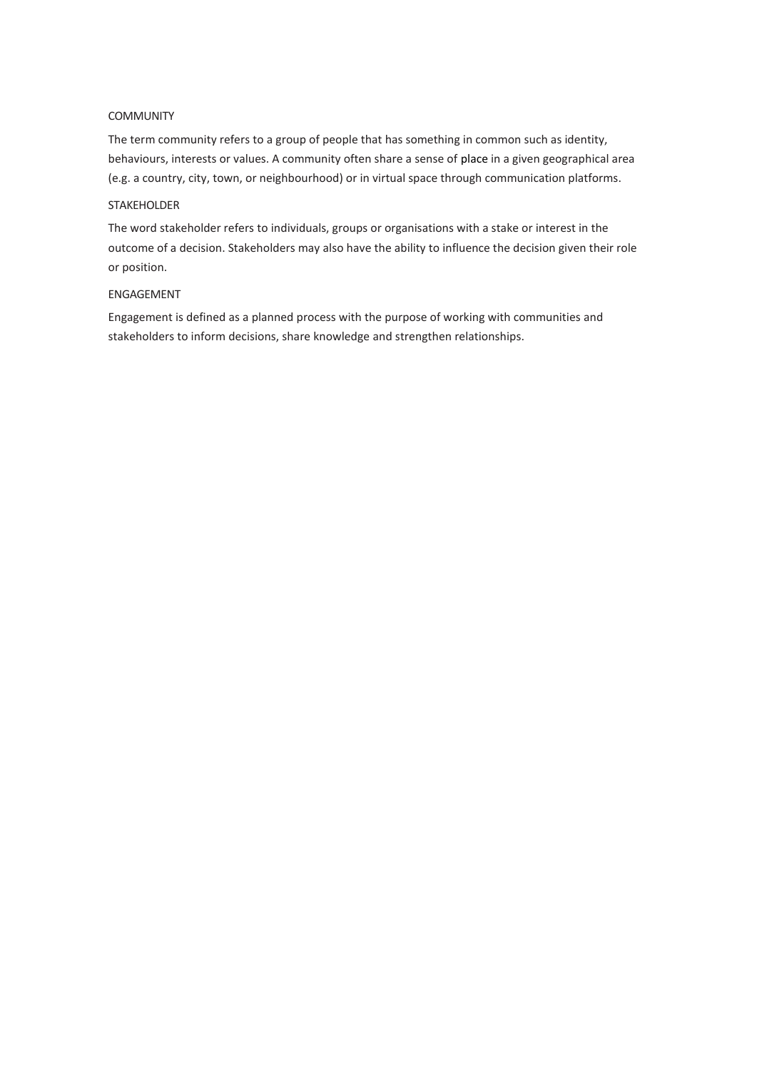## COMMUNITY

The term community refers to a group of people that has something in common such as identity, behaviours, interests or values. A community often share a sense of place in a given geographical area (e.g. a country, city, town, or neighbourhood) or in virtual space through communication platforms.

## STAKEHOLDER

The word stakeholder refers to individuals, groups or organisations with a stake or interest in the outcome of a decision. Stakeholders may also have the ability to influence the decision given their role or position.

## ENGAGEMENT

Engagement is defined as a planned process with the purpose of working with communities and stakeholders to inform decisions, share knowledge and strengthen relationships.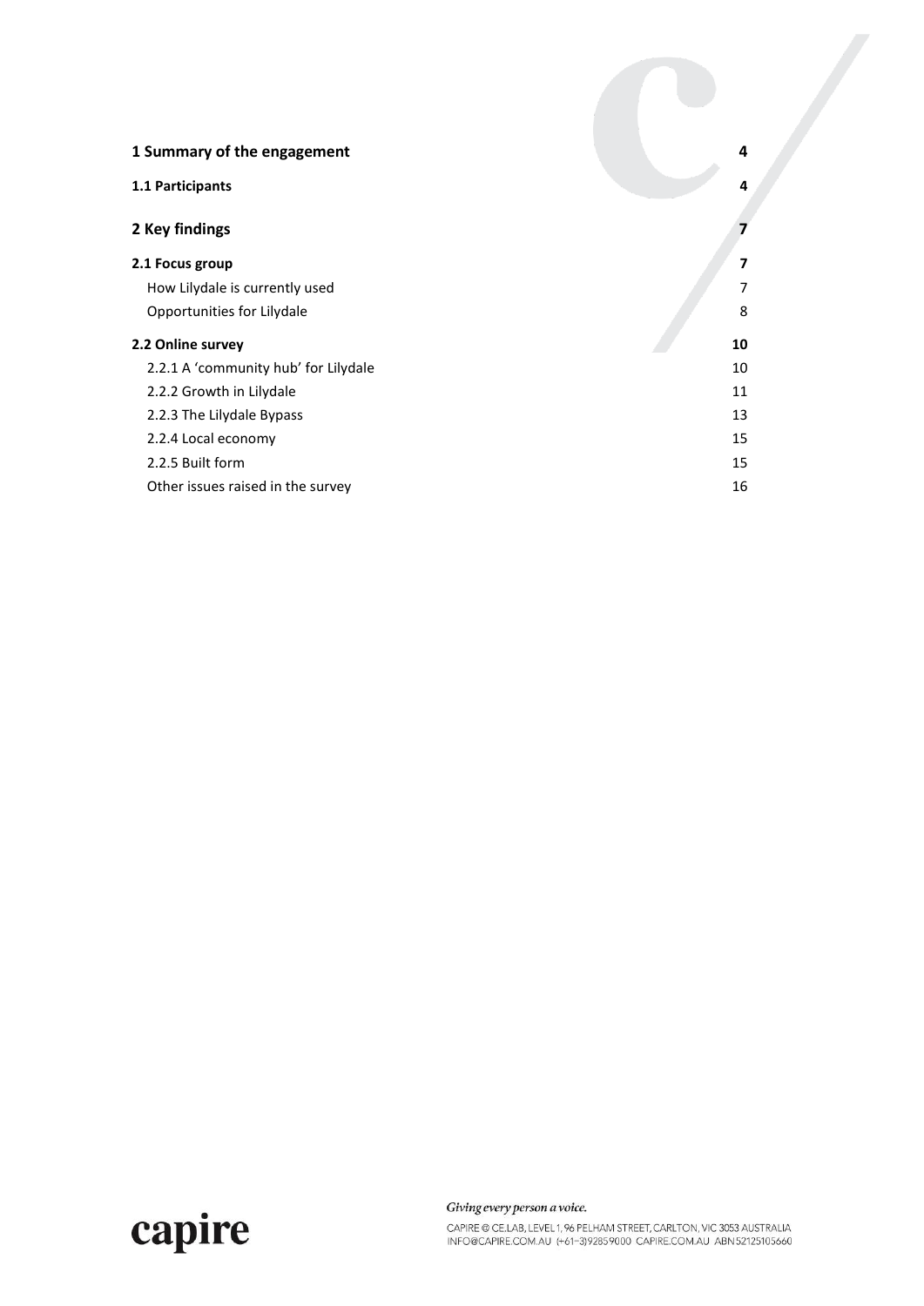| | |
|---|---|
| **1 Summary of the engagement** | **4** |
| **1.1 Participants** | **4** |
| **2 Key findings** | **7** |
| **2.1 Focus group** | **7** |
| How Lilydale is currently used | 7 |
| Opportunities for Lilydale | 8 |
| **2.2 Online survey** | **10** |
| 2.2.1 A 'community hub' for Lilydale | 10 |
| 2.2.2 Growth in Lilydale | 11 |
| 2.2.3 The Lilydale Bypass | 13 |
| 2.2.4 Local economy | 15 |
| 2.2.5 Built form | 15 |
| Other issues raised in the survey | 16 |

capire

*Giving every person a voice.*

CAPIRE @ CE.LAB, LEVEL 1, 96 PELHAM STREET, CARLTON, VIC 3053 AUSTRALIA
INFO@CAPIRE.COM.AU (+61-3)92859000 CAPIRE.COM.AU ABN 52125105660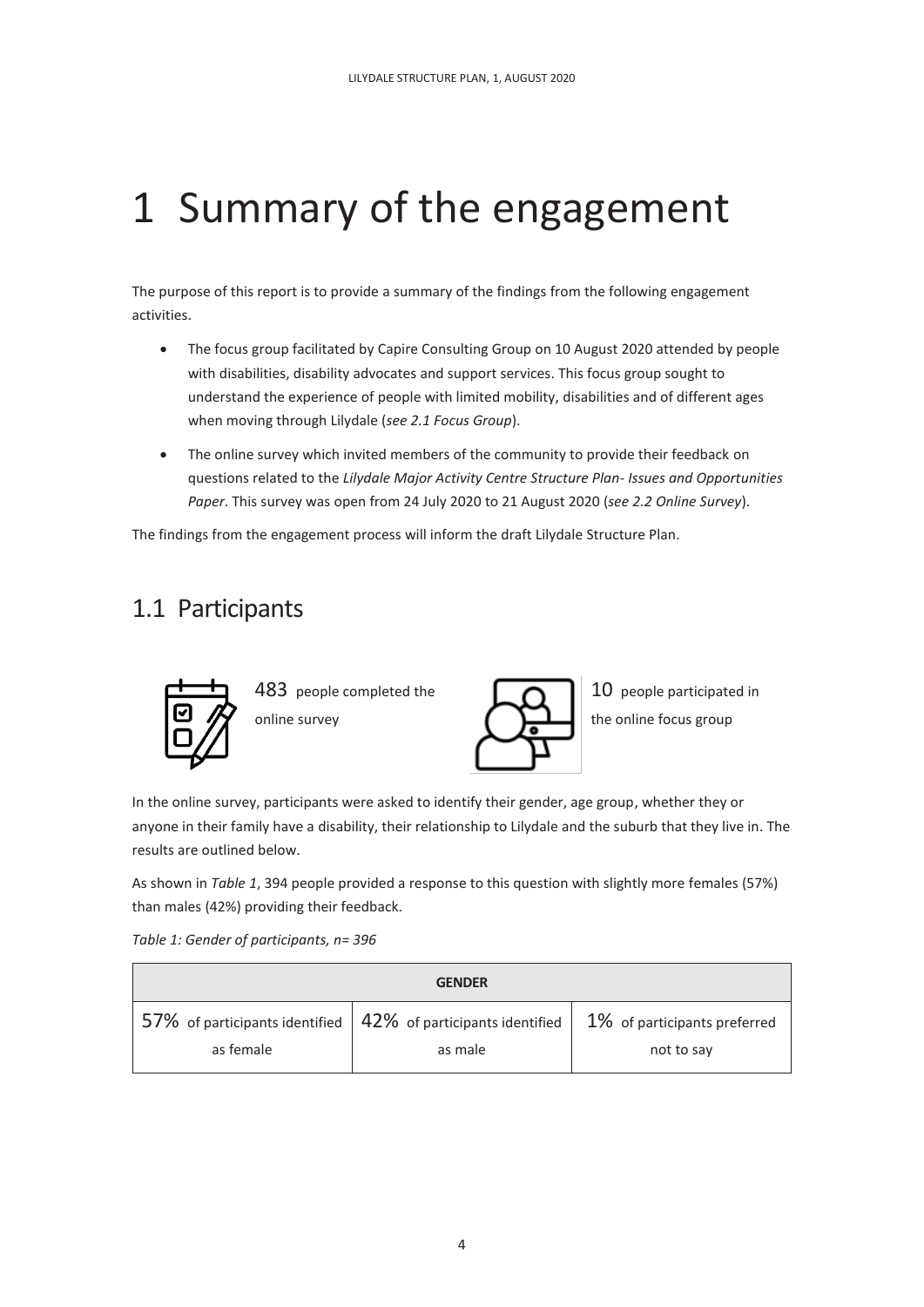# 1 Summary of the engagement

The purpose of this report is to provide a summary of the findings from the following engagement activities.

- The focus group facilitated by Capire Consulting Group on 10 August 2020 attended by people with disabilities, disability advocates and support services. This focus group sought to understand the experience of people with limited mobility, disabilities and of different ages when moving through Lilydale (*see 2.1 Focus Group*).
- The online survey which invited members of the community to provide their feedback on questions related to the *Lilydale Major Activity Centre Structure Plan- Issues and Opportunities Paper*. This survey was open from 24 July 2020 to 21 August 2020 (*see 2.2 Online Survey*).

The findings from the engagement process will inform the draft Lilydale Structure Plan.

## 1.1 Participants

483 people completed the online survey

10 people participated in the online focus group

In the online survey, participants were asked to identify their gender, age group, whether they or anyone in their family have a disability, their relationship to Lilydale and the suburb that they live in. The results are outlined below.

As shown in *Table 1*, 394 people provided a response to this question with slightly more females (57%) than males (42%) providing their feedback.

*Table 1: Gender of participants, n= 396*

| GENDER | | |
|---|---|---|
| 57% of participants identified as female | 42% of participants identified as male | 1% of participants preferred not to say |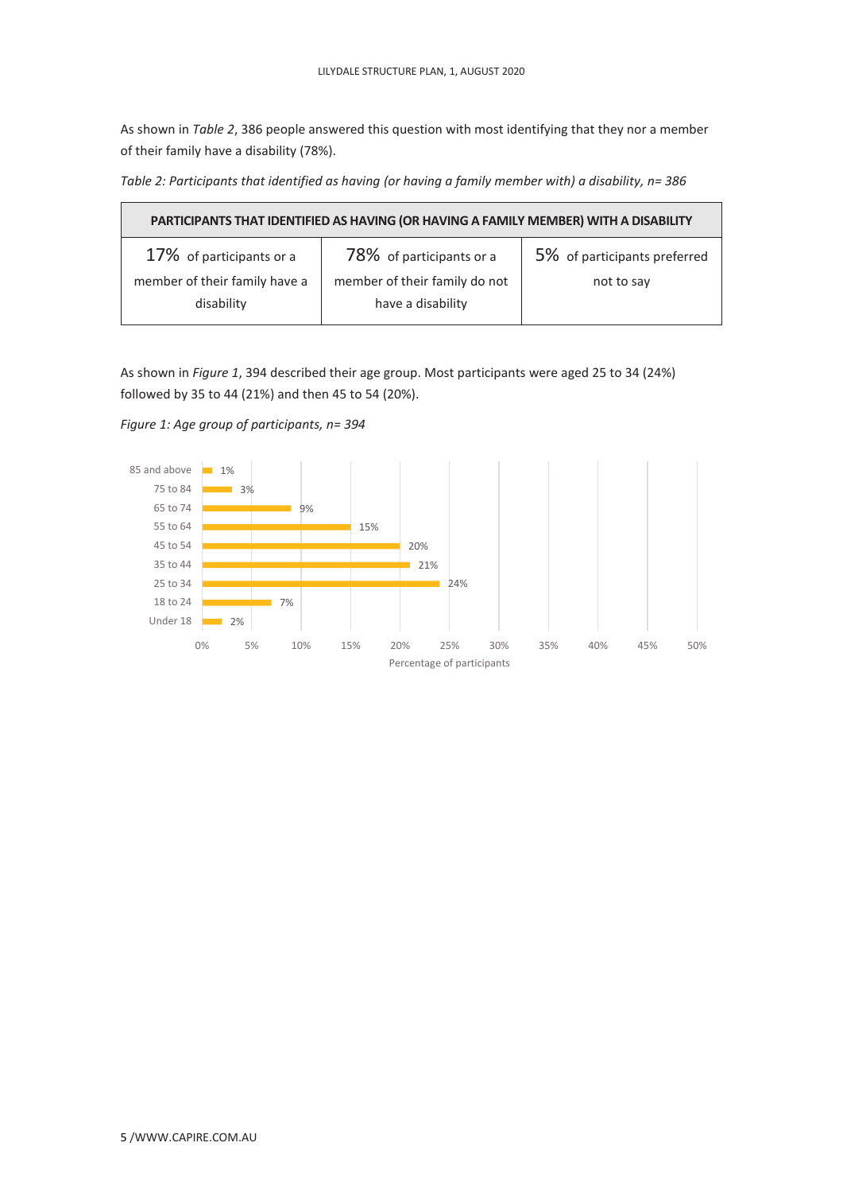As shown in *Table 2*, 386 people answered this question with most identifying that they nor a member of their family have a disability (78%).

*Table 2: Participants that identified as having (or having a family member with) a disability, n= 386*

| PARTICIPANTS THAT IDENTIFIED AS HAVING (OR HAVING A FAMILY MEMBER) WITH A DISABILITY | | |
|---|---|---|
| 17% of participants or a member of their family have a disability | 78% of participants or a member of their family do not have a disability | 5% of participants preferred not to say |

As shown in *Figure 1*, 394 described their age group. Most participants were aged 25 to 34 (24%) followed by 35 to 44 (21%) and then 45 to 54 (20%).

*Figure 1: Age group of participants, n= 394*

| Age group | Percentage of participants |
|---|---|
| 85 and above | 1% |
| 75 to 84 | 3% |
| 65 to 74 | 9% |
| 55 to 64 | 15% |
| 45 to 54 | 20% |
| 35 to 44 | 21% |
| 25 to 34 | 24% |
| 18 to 24 | 7% |
| Under 18 | 2% |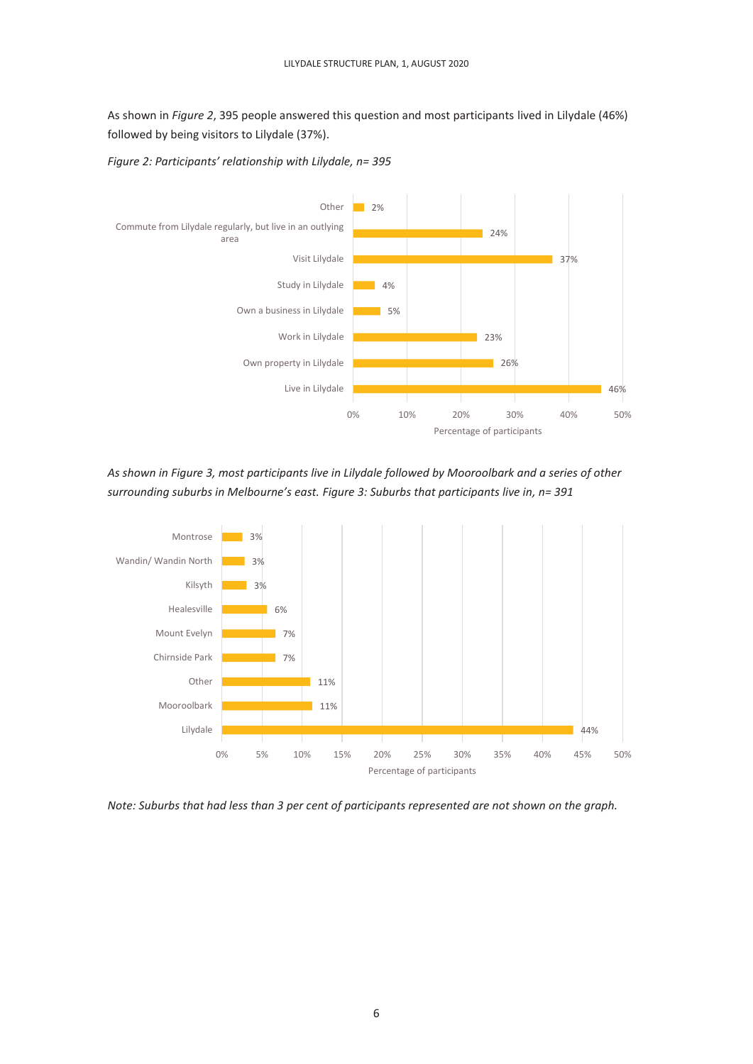As shown in *Figure 2*, 395 people answered this question and most participants lived in Lilydale (46%) followed by being visitors to Lilydale (37%).

*Figure 2: Participants' relationship with Lilydale, n= 395*

| Relationship | Percentage of participants |
|---|---|
| Other | 2% |
| Commute from Lilydale regularly, but live in an outlying area | 24% |
| Visit Lilydale | 37% |
| Study in Lilydale | 4% |
| Own a business in Lilydale | 5% |
| Work in Lilydale | 23% |
| Own property in Lilydale | 26% |
| Live in Lilydale | 46% |

*As shown in Figure 3, most participants live in Lilydale followed by Mooroolbark and a series of other surrounding suburbs in Melbourne's east. Figure 3: Suburbs that participants live in, n= 391*

| Suburb | Percentage of participants |
|---|---|
| Montrose | 3% |
| Wandin/ Wandin North | 3% |
| Kilsyth | 3% |
| Healesville | 6% |
| Mount Evelyn | 7% |
| Chirnside Park | 7% |
| Other | 11% |
| Mooroolbark | 11% |
| Lilydale | 44% |

*Note: Suburbs that had less than 3 per cent of participants represented are not shown on the graph.*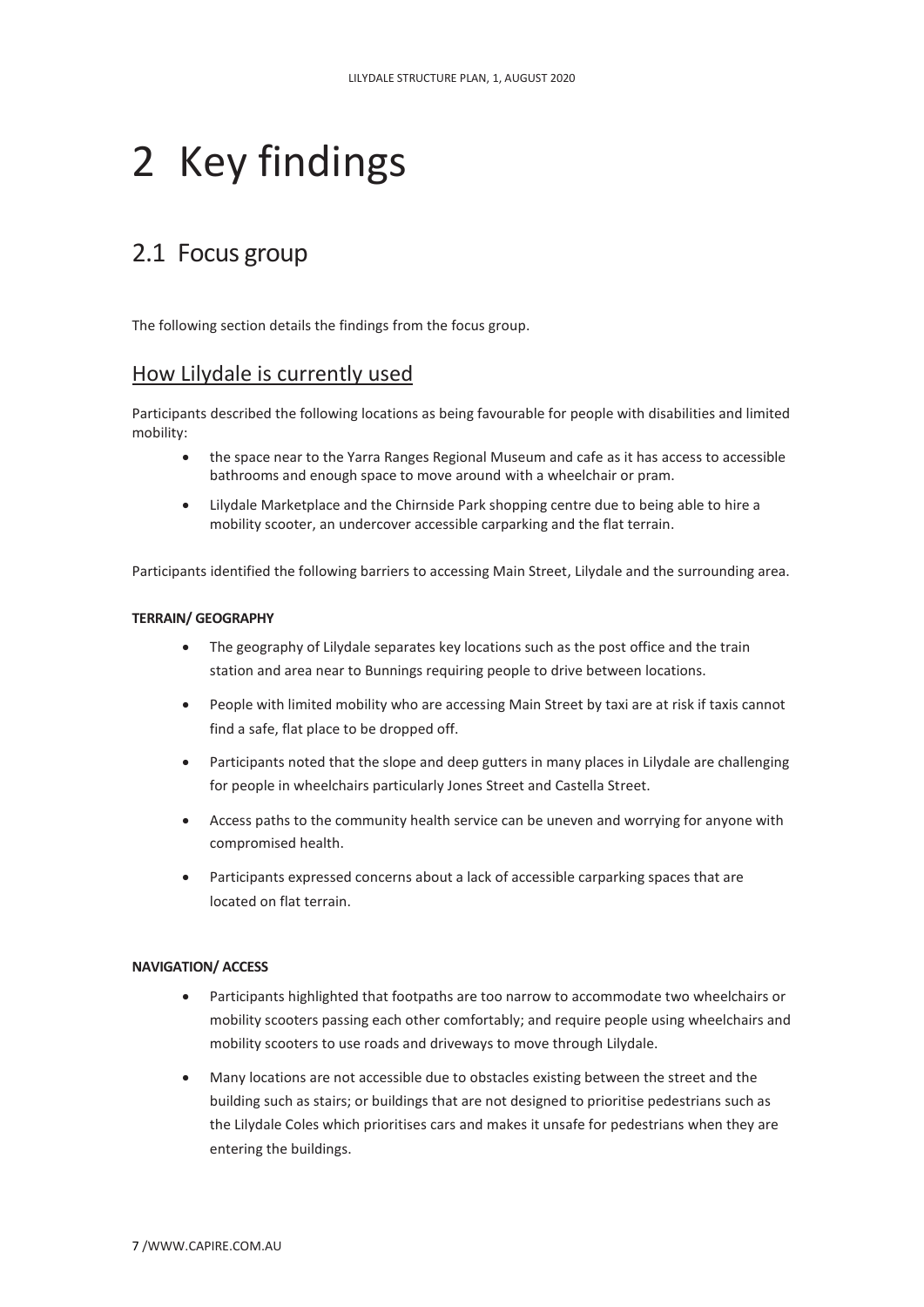# 2 Key findings

## 2.1 Focus group

The following section details the findings from the focus group.

### How Lilydale is currently used

Participants described the following locations as being favourable for people with disabilities and limited mobility:

- the space near to the Yarra Ranges Regional Museum and cafe as it has access to accessible bathrooms and enough space to move around with a wheelchair or pram.
- Lilydale Marketplace and the Chirnside Park shopping centre due to being able to hire a mobility scooter, an undercover accessible carparking and the flat terrain.

Participants identified the following barriers to accessing Main Street, Lilydale and the surrounding area.

#### TERRAIN/ GEOGRAPHY

- The geography of Lilydale separates key locations such as the post office and the train station and area near to Bunnings requiring people to drive between locations.
- People with limited mobility who are accessing Main Street by taxi are at risk if taxis cannot find a safe, flat place to be dropped off.
- Participants noted that the slope and deep gutters in many places in Lilydale are challenging for people in wheelchairs particularly Jones Street and Castella Street.
- Access paths to the community health service can be uneven and worrying for anyone with compromised health.
- Participants expressed concerns about a lack of accessible carparking spaces that are located on flat terrain.

#### NAVIGATION/ ACCESS

- Participants highlighted that footpaths are too narrow to accommodate two wheelchairs or mobility scooters passing each other comfortably; and require people using wheelchairs and mobility scooters to use roads and driveways to move through Lilydale.
- Many locations are not accessible due to obstacles existing between the street and the building such as stairs; or buildings that are not designed to prioritise pedestrians such as the Lilydale Coles which prioritises cars and makes it unsafe for pedestrians when they are entering the buildings.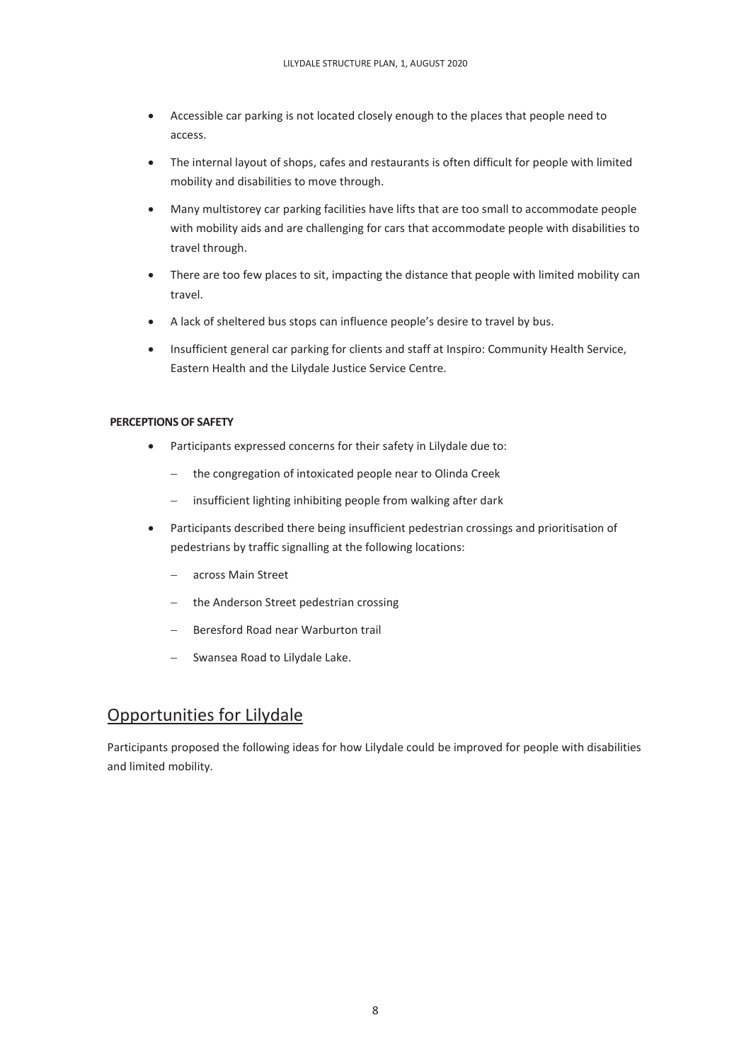- Accessible car parking is not located closely enough to the places that people need to access.
- The internal layout of shops, cafes and restaurants is often difficult for people with limited mobility and disabilities to move through.
- Many multistorey car parking facilities have lifts that are too small to accommodate people with mobility aids and are challenging for cars that accommodate people with disabilities to travel through.
- There are too few places to sit, impacting the distance that people with limited mobility can travel.
- A lack of sheltered bus stops can influence people's desire to travel by bus.
- Insufficient general car parking for clients and staff at Inspiro: Community Health Service, Eastern Health and the Lilydale Justice Service Centre.

**PERCEPTIONS OF SAFETY**

- Participants expressed concerns for their safety in Lilydale due to:
  - the congregation of intoxicated people near to Olinda Creek
  - insufficient lighting inhibiting people from walking after dark
- Participants described there being insufficient pedestrian crossings and prioritisation of pedestrians by traffic signalling at the following locations:
  - across Main Street
  - the Anderson Street pedestrian crossing
  - Beresford Road near Warburton trail
  - Swansea Road to Lilydale Lake.

## Opportunities for Lilydale

Participants proposed the following ideas for how Lilydale could be improved for people with disabilities and limited mobility.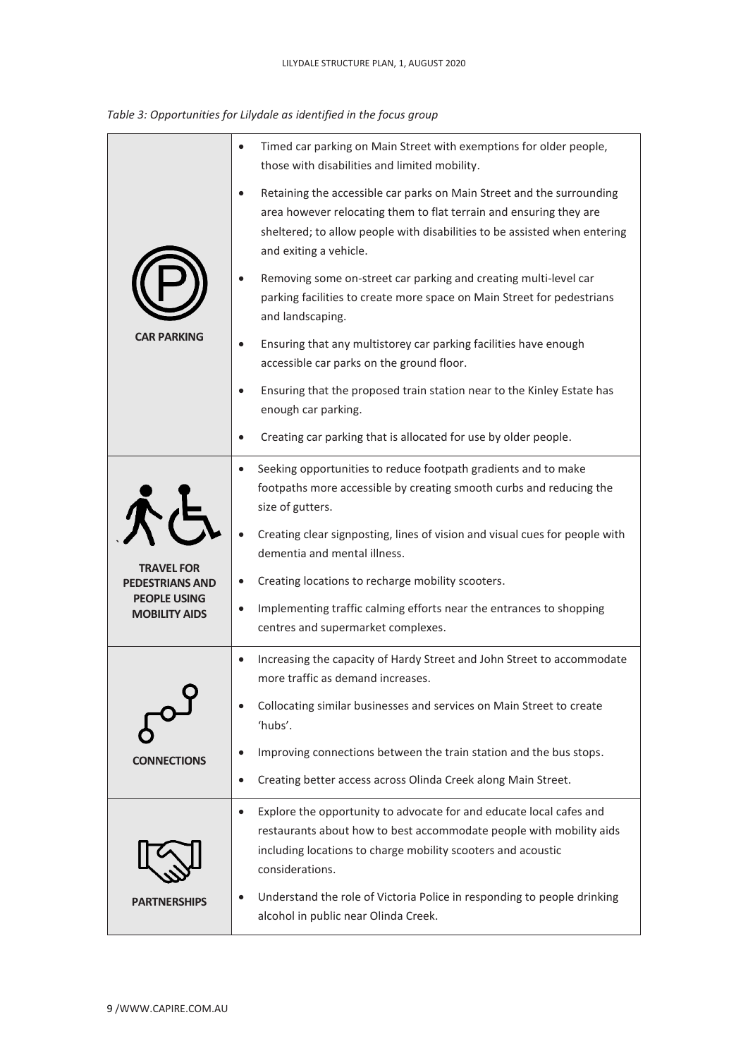*Table 3: Opportunities for Lilydale as identified in the focus group*

| Category | Opportunities |
|---|---|
| **CAR PARKING** | • Timed car parking on Main Street with exemptions for older people, those with disabilities and limited mobility.<br>• Retaining the accessible car parks on Main Street and the surrounding area however relocating them to flat terrain and ensuring they are sheltered; to allow people with disabilities to be assisted when entering and exiting a vehicle.<br>• Removing some on-street car parking and creating multi-level car parking facilities to create more space on Main Street for pedestrians and landscaping.<br>• Ensuring that any multistorey car parking facilities have enough accessible car parks on the ground floor.<br>• Ensuring that the proposed train station near to the Kinley Estate has enough car parking.<br>• Creating car parking that is allocated for use by older people. |
| **TRAVEL FOR PEDESTRIANS AND PEOPLE USING MOBILITY AIDS** | • Seeking opportunities to reduce footpath gradients and to make footpaths more accessible by creating smooth curbs and reducing the size of gutters.<br>• Creating clear signposting, lines of vision and visual cues for people with dementia and mental illness.<br>• Creating locations to recharge mobility scooters.<br>• Implementing traffic calming efforts near the entrances to shopping centres and supermarket complexes. |
| **CONNECTIONS** | • Increasing the capacity of Hardy Street and John Street to accommodate more traffic as demand increases.<br>• Collocating similar businesses and services on Main Street to create 'hubs'.<br>• Improving connections between the train station and the bus stops.<br>• Creating better access across Olinda Creek along Main Street. |
| **PARTNERSHIPS** | • Explore the opportunity to advocate for and educate local cafes and restaurants about how to best accommodate people with mobility aids including locations to charge mobility scooters and acoustic considerations.<br>• Understand the role of Victoria Police in responding to people drinking alcohol in public near Olinda Creek. |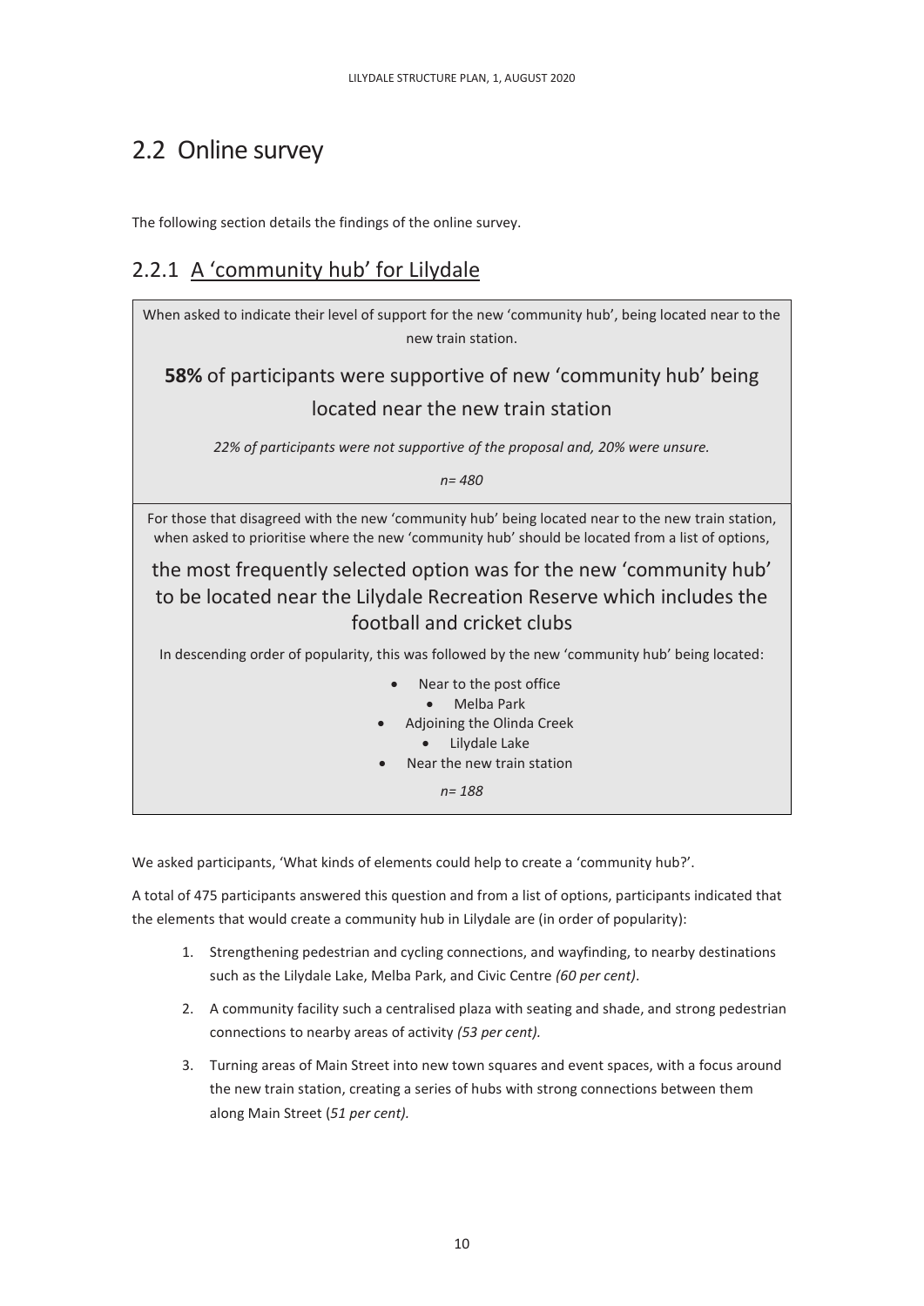## 2.2 Online survey

The following section details the findings of the online survey.

### 2.2.1 A 'community hub' for Lilydale

When asked to indicate their level of support for the new 'community hub', being located near to the new train station.

**58%** of participants were supportive of new 'community hub' being located near the new train station

*22% of participants were not supportive of the proposal and, 20% were unsure.*

*n= 480*

For those that disagreed with the new 'community hub' being located near to the new train station, when asked to prioritise where the new 'community hub' should be located from a list of options,

the most frequently selected option was for the new 'community hub' to be located near the Lilydale Recreation Reserve which includes the football and cricket clubs

In descending order of popularity, this was followed by the new 'community hub' being located:

- Near to the post office
- Melba Park
- Adjoining the Olinda Creek
- Lilydale Lake
- Near the new train station

*n= 188*

We asked participants, 'What kinds of elements could help to create a 'community hub?'.

A total of 475 participants answered this question and from a list of options, participants indicated that the elements that would create a community hub in Lilydale are (in order of popularity):

1. Strengthening pedestrian and cycling connections, and wayfinding, to nearby destinations such as the Lilydale Lake, Melba Park, and Civic Centre *(60 per cent)*.
2. A community facility such a centralised plaza with seating and shade, and strong pedestrian connections to nearby areas of activity *(53 per cent).*
3. Turning areas of Main Street into new town squares and event spaces, with a focus around the new train station, creating a series of hubs with strong connections between them along Main Street (*51 per cent).*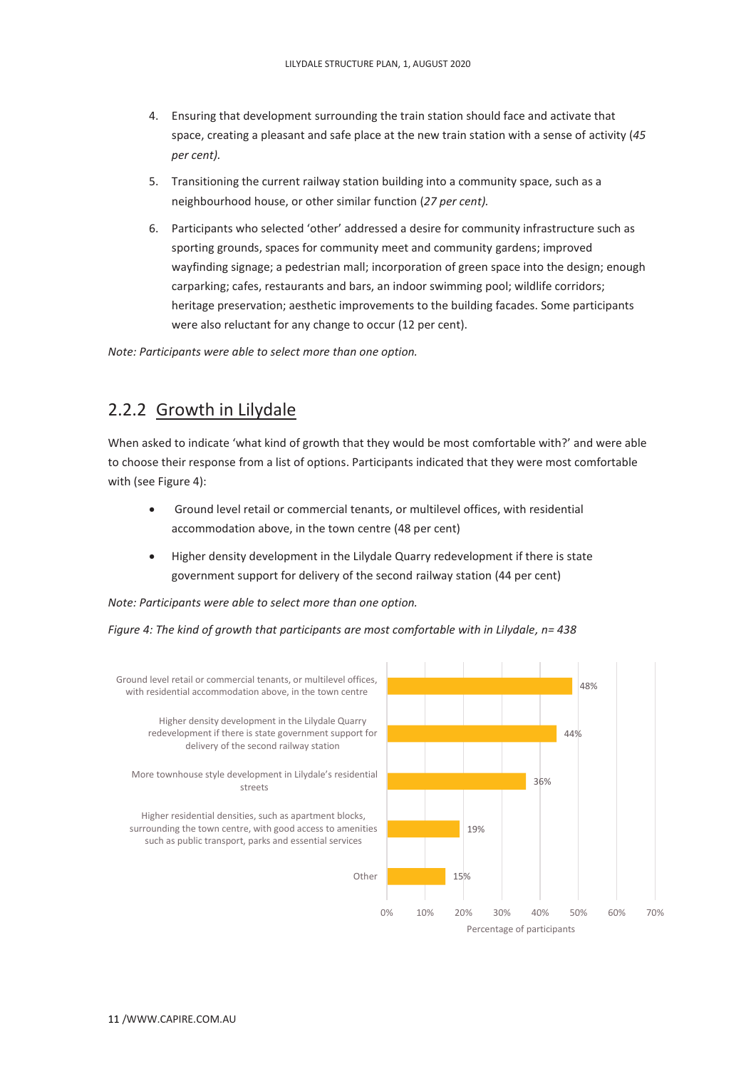4. Ensuring that development surrounding the train station should face and activate that space, creating a pleasant and safe place at the new train station with a sense of activity (*45 per cent).*

5. Transitioning the current railway station building into a community space, such as a neighbourhood house, or other similar function (*27 per cent).*

6. Participants who selected 'other' addressed a desire for community infrastructure such as sporting grounds, spaces for community meet and community gardens; improved wayfinding signage; a pedestrian mall; incorporation of green space into the design; enough carparking; cafes, restaurants and bars, an indoor swimming pool; wildlife corridors; heritage preservation; aesthetic improvements to the building facades. Some participants were also reluctant for any change to occur (12 per cent).

*Note: Participants were able to select more than one option.*

### 2.2.2 Growth in Lilydale

When asked to indicate 'what kind of growth that they would be most comfortable with?' and were able to choose their response from a list of options. Participants indicated that they were most comfortable with (see Figure 4):

- Ground level retail or commercial tenants, or multilevel offices, with residential accommodation above, in the town centre (48 per cent)
- Higher density development in the Lilydale Quarry redevelopment if there is state government support for delivery of the second railway station (44 per cent)

*Note: Participants were able to select more than one option.*

*Figure 4: The kind of growth that participants are most comfortable with in Lilydale, n= 438*

| Kind of growth | Percentage of participants |
|---|---|
| Ground level retail or commercial tenants, or multilevel offices, with residential accommodation above, in the town centre | 48% |
| Higher density development in the Lilydale Quarry redevelopment if there is state government support for delivery of the second railway station | 44% |
| More townhouse style development in Lilydale's residential streets | 36% |
| Higher residential densities, such as apartment blocks, surrounding the town centre, with good access to amenities such as public transport, parks and essential services | 19% |
| Other | 15% |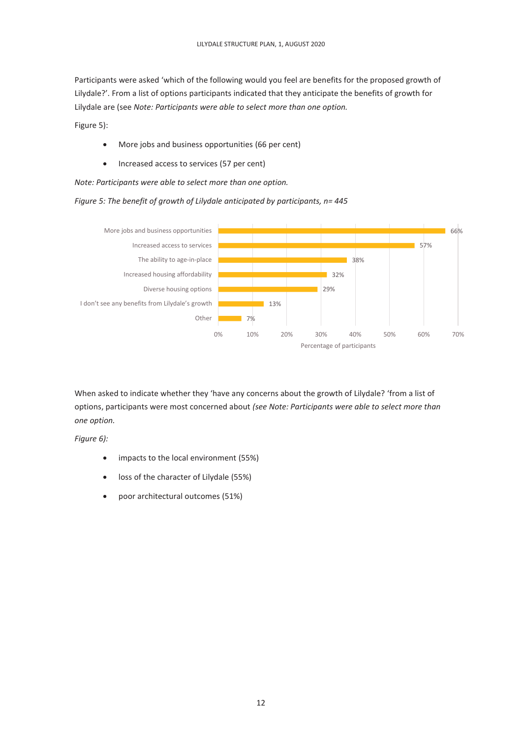Participants were asked 'which of the following would you feel are benefits for the proposed growth of Lilydale?'. From a list of options participants indicated that they anticipate the benefits of growth for Lilydale are (see *Note: Participants were able to select more than one option.*

Figure 5):

- More jobs and business opportunities (66 per cent)
- Increased access to services (57 per cent)

*Note: Participants were able to select more than one option.*

*Figure 5: The benefit of growth of Lilydale anticipated by participants, n= 445*

| Benefit | Percentage of participants |
|---|---|
| More jobs and business opportunities | 66% |
| Increased access to services | 57% |
| The ability to age-in-place | 38% |
| Increased housing affordability | 32% |
| Diverse housing options | 29% |
| I don't see any benefits from Lilydale's growth | 13% |
| Other | 7% |

When asked to indicate whether they 'have any concerns about the growth of Lilydale? 'from a list of options, participants were most concerned about *(see Note: Participants were able to select more than one option.*

*Figure 6):*

- impacts to the local environment (55%)
- loss of the character of Lilydale (55%)
- poor architectural outcomes (51%)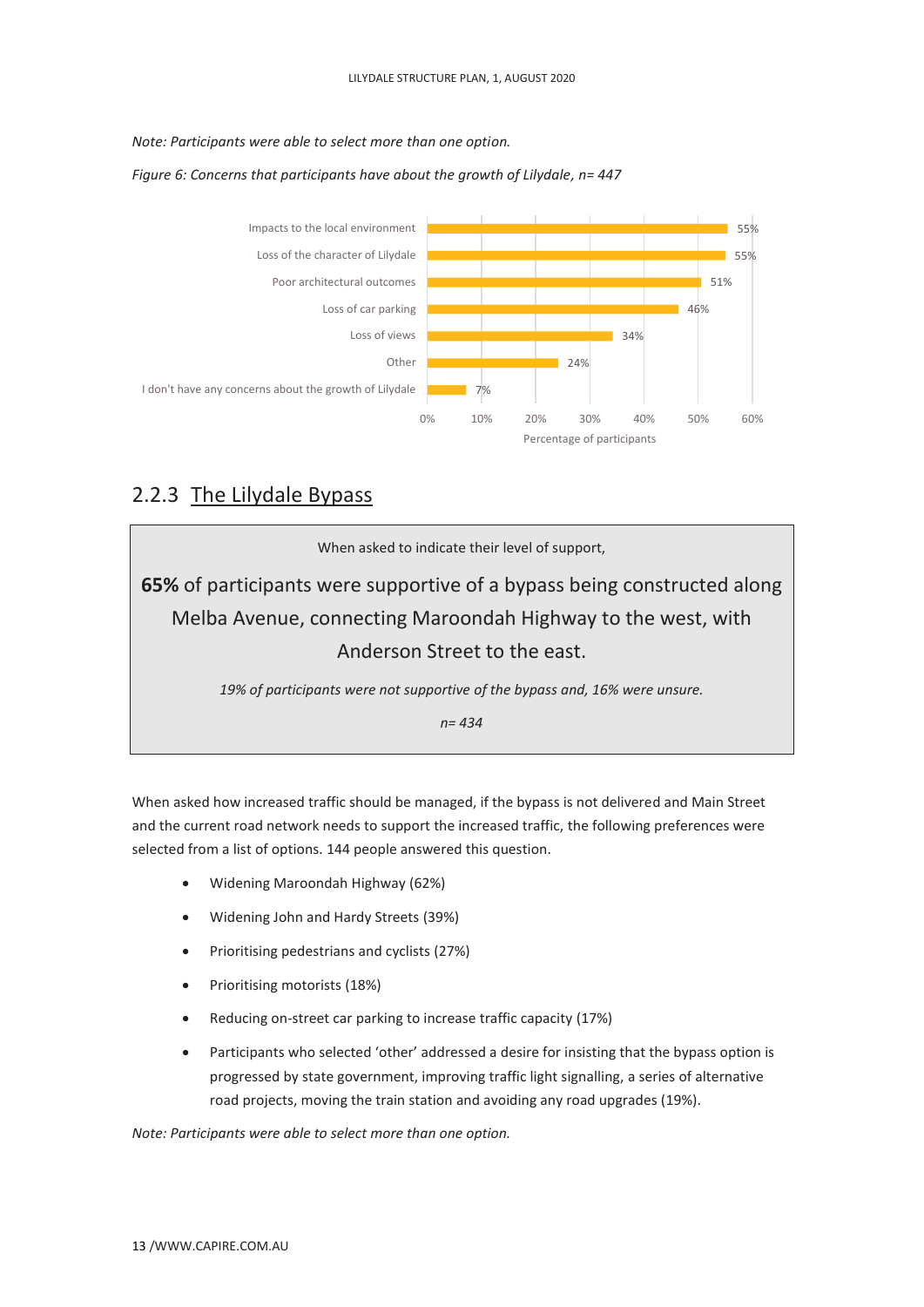*Note: Participants were able to select more than one option.*

*Figure 6: Concerns that participants have about the growth of Lilydale, n= 447*

| Concern | Percentage of participants |
|---|---|
| Impacts to the local environment | 55% |
| Loss of the character of Lilydale | 55% |
| Poor architectural outcomes | 51% |
| Loss of car parking | 46% |
| Loss of views | 34% |
| Other | 24% |
| I don't have any concerns about the growth of Lilydale | 7% |

### 2.2.3 The Lilydale Bypass

When asked to indicate their level of support,

**65%** of participants were supportive of a bypass being constructed along Melba Avenue, connecting Maroondah Highway to the west, with Anderson Street to the east.

*19% of participants were not supportive of the bypass and, 16% were unsure.*

*n= 434*

When asked how increased traffic should be managed, if the bypass is not delivered and Main Street and the current road network needs to support the increased traffic, the following preferences were selected from a list of options. 144 people answered this question.

- Widening Maroondah Highway (62%)
- Widening John and Hardy Streets (39%)
- Prioritising pedestrians and cyclists (27%)
- Prioritising motorists (18%)
- Reducing on-street car parking to increase traffic capacity (17%)
- Participants who selected 'other' addressed a desire for insisting that the bypass option is progressed by state government, improving traffic light signalling, a series of alternative road projects, moving the train station and avoiding any road upgrades (19%).

*Note: Participants were able to select more than one option.*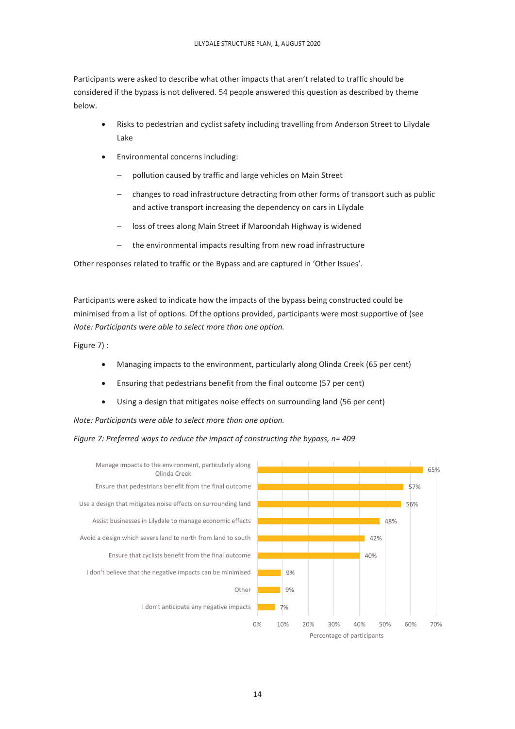Participants were asked to describe what other impacts that aren't related to traffic should be considered if the bypass is not delivered. 54 people answered this question as described by theme below.

- Risks to pedestrian and cyclist safety including travelling from Anderson Street to Lilydale Lake
- Environmental concerns including:
  - pollution caused by traffic and large vehicles on Main Street
  - changes to road infrastructure detracting from other forms of transport such as public and active transport increasing the dependency on cars in Lilydale
  - loss of trees along Main Street if Maroondah Highway is widened
  - the environmental impacts resulting from new road infrastructure

Other responses related to traffic or the Bypass and are captured in 'Other Issues'.

Participants were asked to indicate how the impacts of the bypass being constructed could be minimised from a list of options. Of the options provided, participants were most supportive of (see *Note: Participants were able to select more than one option.*

Figure 7) :

- Managing impacts to the environment, particularly along Olinda Creek (65 per cent)
- Ensuring that pedestrians benefit from the final outcome (57 per cent)
- Using a design that mitigates noise effects on surrounding land (56 per cent)

*Note: Participants were able to select more than one option.*

*Figure 7: Preferred ways to reduce the impact of constructing the bypass, n= 409*

| Option | Percentage of participants |
|---|---|
| Manage impacts to the environment, particularly along Olinda Creek | 65% |
| Ensure that pedestrians benefit from the final outcome | 57% |
| Use a design that mitigates noise effects on surrounding land | 56% |
| Assist businesses in Lilydale to manage economic effects | 48% |
| Avoid a design which severs land to north from land to south | 42% |
| Ensure that cyclists benefit from the final outcome | 40% |
| I don't believe that the negative impacts can be minimised | 9% |
| Other | 9% |
| I don't anticipate any negative impacts | 7% |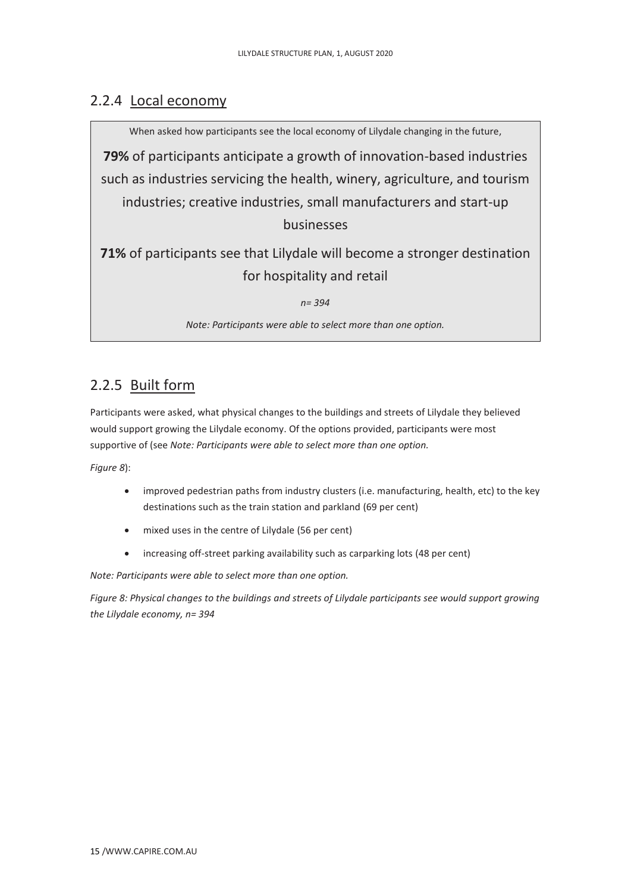### 2.2.4 Local economy

When asked how participants see the local economy of Lilydale changing in the future,

**79%** of participants anticipate a growth of innovation-based industries such as industries servicing the health, winery, agriculture, and tourism industries; creative industries, small manufacturers and start-up businesses

**71%** of participants see that Lilydale will become a stronger destination for hospitality and retail

*n= 394*

*Note: Participants were able to select more than one option.*

### 2.2.5 Built form

Participants were asked, what physical changes to the buildings and streets of Lilydale they believed would support growing the Lilydale economy. Of the options provided, participants were most supportive of (see *Note: Participants were able to select more than one option.*

*Figure 8*):

- improved pedestrian paths from industry clusters (i.e. manufacturing, health, etc) to the key destinations such as the train station and parkland (69 per cent)
- mixed uses in the centre of Lilydale (56 per cent)
- increasing off-street parking availability such as carparking lots (48 per cent)

*Note: Participants were able to select more than one option.*

*Figure 8: Physical changes to the buildings and streets of Lilydale participants see would support growing the Lilydale economy, n= 394*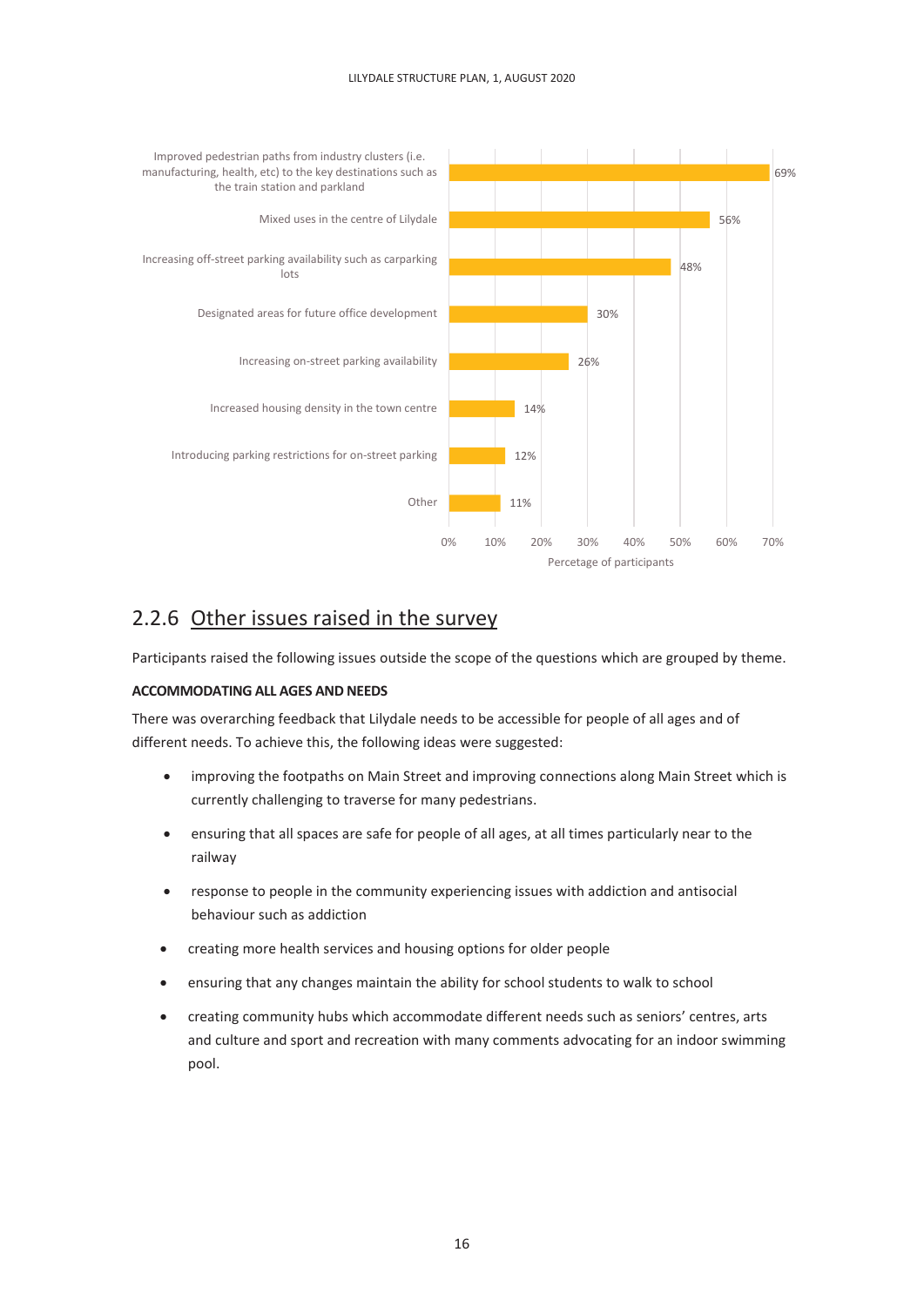| Response | Percentage of participants |
| --- | --- |
| Improved pedestrian paths from industry clusters (i.e. manufacturing, health, etc) to the key destinations such as the train station and parkland | 69% |
| Mixed uses in the centre of Lilydale | 56% |
| Increasing off-street parking availability such as carparking lots | 48% |
| Designated areas for future office development | 30% |
| Increasing on-street parking availability | 26% |
| Increased housing density in the town centre | 14% |
| Introducing parking restrictions for on-street parking | 12% |
| Other | 11% |

Percetage of participants

## 2.2.6 Other issues raised in the survey

Participants raised the following issues outside the scope of the questions which are grouped by theme.

**ACCOMMODATING ALL AGES AND NEEDS**

There was overarching feedback that Lilydale needs to be accessible for people of all ages and of different needs. To achieve this, the following ideas were suggested:

- improving the footpaths on Main Street and improving connections along Main Street which is currently challenging to traverse for many pedestrians.
- ensuring that all spaces are safe for people of all ages, at all times particularly near to the railway
- response to people in the community experiencing issues with addiction and antisocial behaviour such as addiction
- creating more health services and housing options for older people
- ensuring that any changes maintain the ability for school students to walk to school
- creating community hubs which accommodate different needs such as seniors' centres, arts and culture and sport and recreation with many comments advocating for an indoor swimming pool.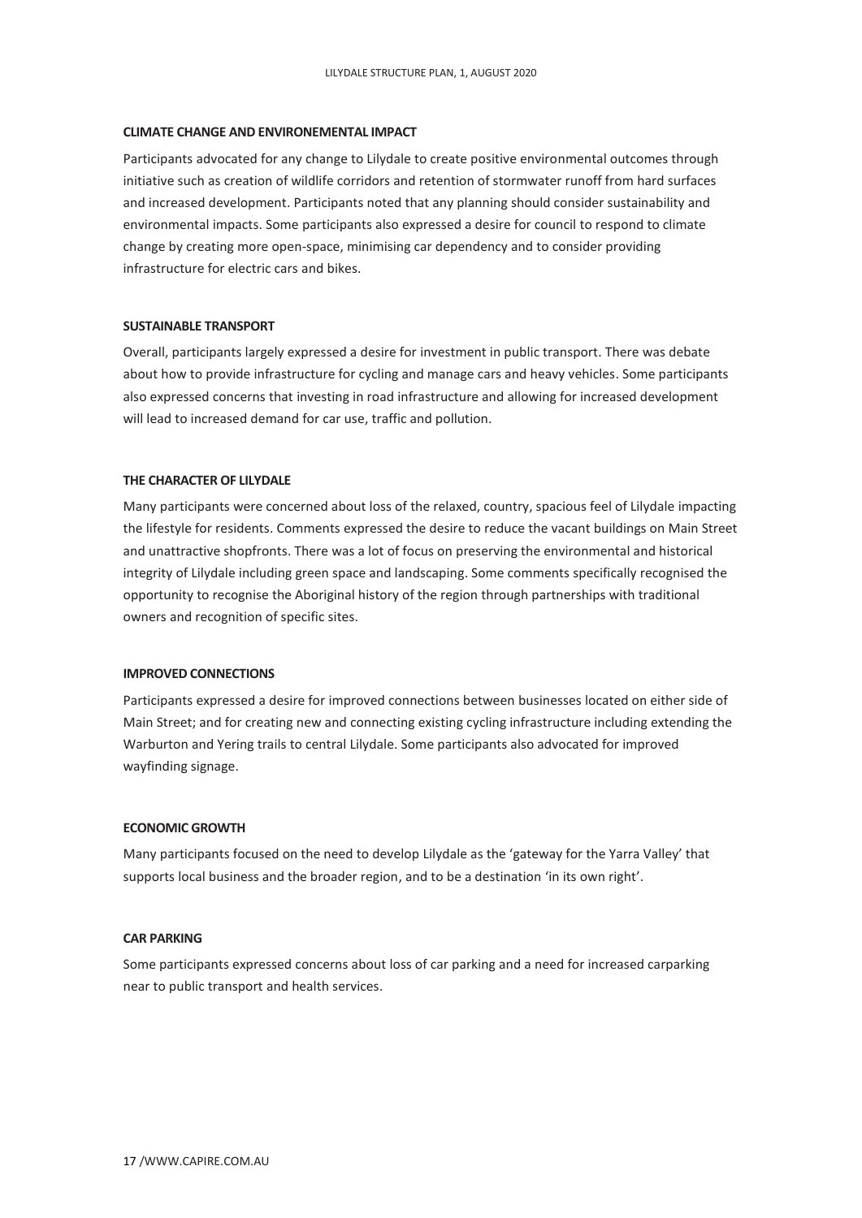### CLIMATE CHANGE AND ENVIRONEMENTAL IMPACT

Participants advocated for any change to Lilydale to create positive environmental outcomes through initiative such as creation of wildlife corridors and retention of stormwater runoff from hard surfaces and increased development. Participants noted that any planning should consider sustainability and environmental impacts. Some participants also expressed a desire for council to respond to climate change by creating more open-space, minimising car dependency and to consider providing infrastructure for electric cars and bikes.

### SUSTAINABLE TRANSPORT

Overall, participants largely expressed a desire for investment in public transport. There was debate about how to provide infrastructure for cycling and manage cars and heavy vehicles. Some participants also expressed concerns that investing in road infrastructure and allowing for increased development will lead to increased demand for car use, traffic and pollution.

### THE CHARACTER OF LILYDALE

Many participants were concerned about loss of the relaxed, country, spacious feel of Lilydale impacting the lifestyle for residents. Comments expressed the desire to reduce the vacant buildings on Main Street and unattractive shopfronts. There was a lot of focus on preserving the environmental and historical integrity of Lilydale including green space and landscaping. Some comments specifically recognised the opportunity to recognise the Aboriginal history of the region through partnerships with traditional owners and recognition of specific sites.

### IMPROVED CONNECTIONS

Participants expressed a desire for improved connections between businesses located on either side of Main Street; and for creating new and connecting existing cycling infrastructure including extending the Warburton and Yering trails to central Lilydale. Some participants also advocated for improved wayfinding signage.

### ECONOMIC GROWTH

Many participants focused on the need to develop Lilydale as the 'gateway for the Yarra Valley' that supports local business and the broader region, and to be a destination 'in its own right'.

### CAR PARKING

Some participants expressed concerns about loss of car parking and a need for increased carparking near to public transport and health services.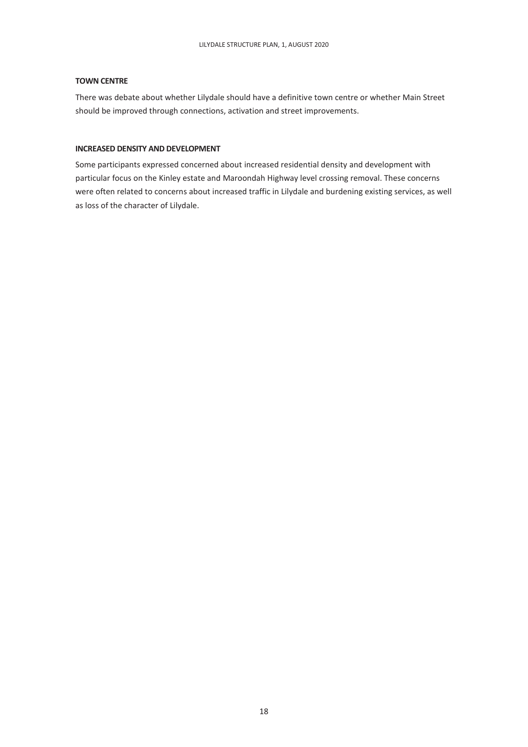**TOWN CENTRE**

There was debate about whether Lilydale should have a definitive town centre or whether Main Street should be improved through connections, activation and street improvements.

**INCREASED DENSITY AND DEVELOPMENT**

Some participants expressed concerned about increased residential density and development with particular focus on the Kinley estate and Maroondah Highway level crossing removal. These concerns were often related to concerns about increased traffic in Lilydale and burdening existing services, as well as loss of the character of Lilydale.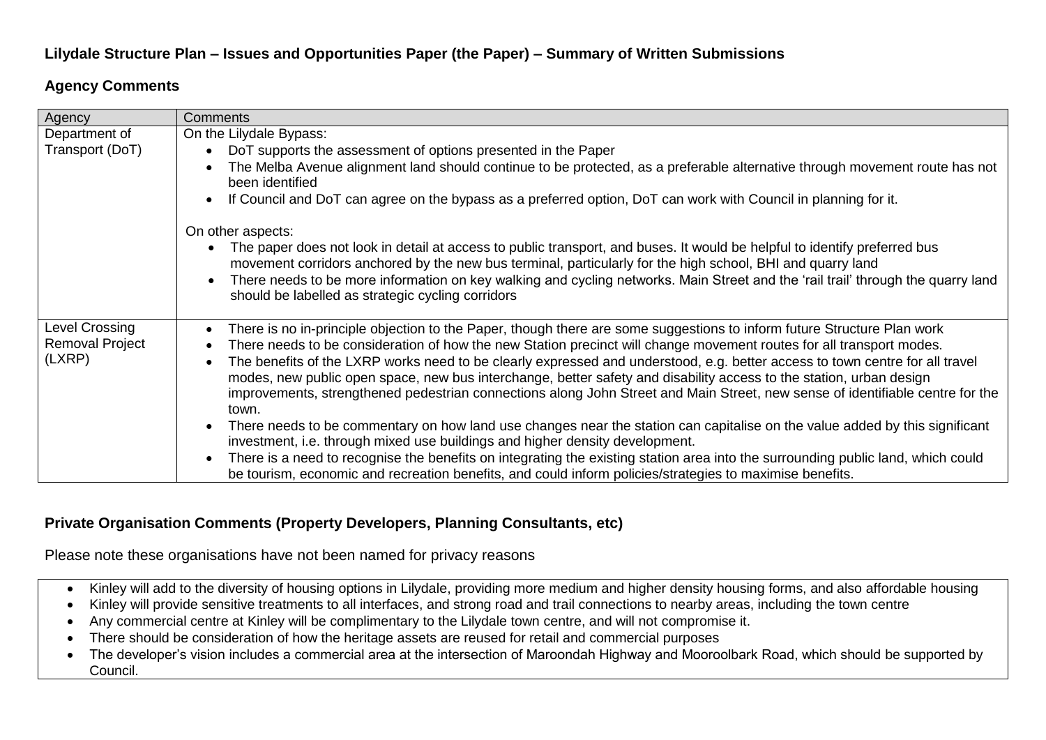## Lilydale Structure Plan – Issues and Opportunities Paper (the Paper) – Summary of Written Submissions

### Agency Comments

| Agency | Comments |
|---|---|
| Department of Transport (DoT) | On the Lilydale Bypass:<br>• DoT supports the assessment of options presented in the Paper<br>• The Melba Avenue alignment land should continue to be protected, as a preferable alternative through movement route has not been identified<br>• If Council and DoT can agree on the bypass as a preferred option, DoT can work with Council in planning for it.<br><br>On other aspects:<br>• The paper does not look in detail at access to public transport, and buses. It would be helpful to identify preferred bus movement corridors anchored by the new bus terminal, particularly for the high school, BHI and quarry land<br>• There needs to be more information on key walking and cycling networks. Main Street and the 'rail trail' through the quarry land should be labelled as strategic cycling corridors |
| Level Crossing Removal Project (LXRP) | • There is no in-principle objection to the Paper, though there are some suggestions to inform future Structure Plan work<br>• There needs to be consideration of how the new Station precinct will change movement routes for all transport modes.<br>• The benefits of the LXRP works need to be clearly expressed and understood, e.g. better access to town centre for all travel modes, new public open space, new bus interchange, better safety and disability access to the station, urban design improvements, strengthened pedestrian connections along John Street and Main Street, new sense of identifiable centre for the town.<br>• There needs to be commentary on how land use changes near the station can capitalise on the value added by this significant investment, i.e. through mixed use buildings and higher density development.<br>• There is a need to recognise the benefits on integrating the existing station area into the surrounding public land, which could be tourism, economic and recreation benefits, and could inform policies/strategies to maximise benefits. |

### Private Organisation Comments (Property Developers, Planning Consultants, etc)

Please note these organisations have not been named for privacy reasons

| |
|---|
| • Kinley will add to the diversity of housing options in Lilydale, providing more medium and higher density housing forms, and also affordable housing<br>• Kinley will provide sensitive treatments to all interfaces, and strong road and trail connections to nearby areas, including the town centre<br>• Any commercial centre at Kinley will be complimentary to the Lilydale town centre, and will not compromise it.<br>• There should be consideration of how the heritage assets are reused for retail and commercial purposes<br>• The developer's vision includes a commercial area at the intersection of Maroondah Highway and Mooroolbark Road, which should be supported by Council. |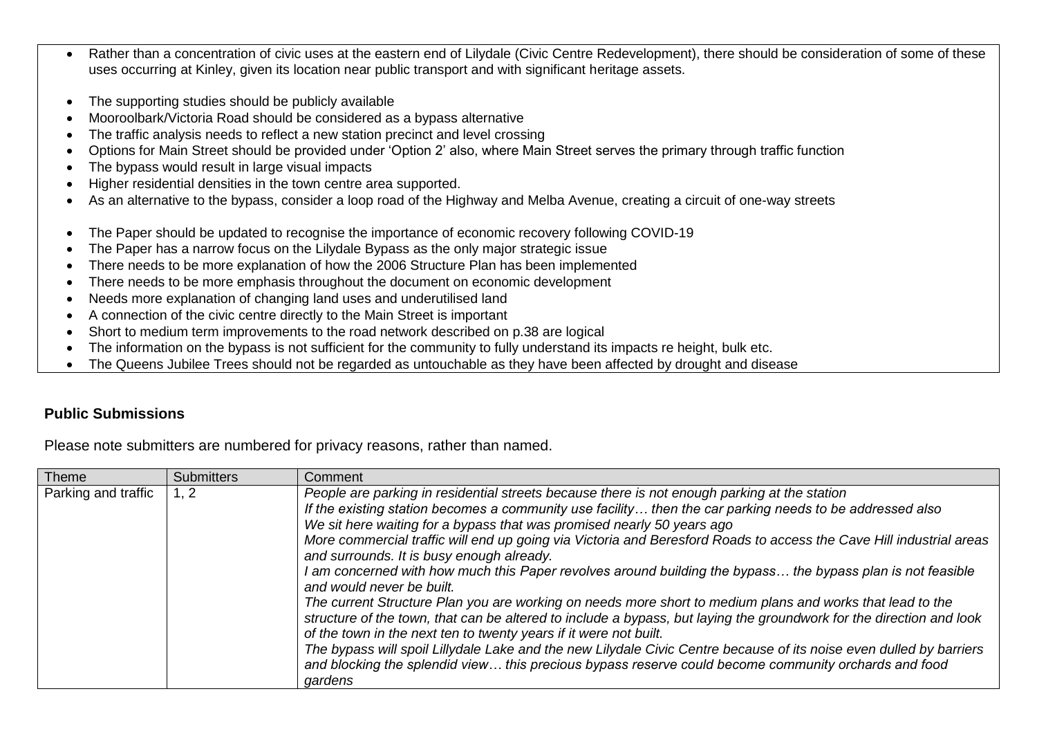- Rather than a concentration of civic uses at the eastern end of Lilydale (Civic Centre Redevelopment), there should be consideration of some of these uses occurring at Kinley, given its location near public transport and with significant heritage assets.

- The supporting studies should be publicly available
- Mooroolbark/Victoria Road should be considered as a bypass alternative
- The traffic analysis needs to reflect a new station precinct and level crossing
- Options for Main Street should be provided under 'Option 2' also, where Main Street serves the primary through traffic function
- The bypass would result in large visual impacts
- Higher residential densities in the town centre area supported.
- As an alternative to the bypass, consider a loop road of the Highway and Melba Avenue, creating a circuit of one-way streets

- The Paper should be updated to recognise the importance of economic recovery following COVID-19
- The Paper has a narrow focus on the Lilydale Bypass as the only major strategic issue
- There needs to be more explanation of how the 2006 Structure Plan has been implemented
- There needs to be more emphasis throughout the document on economic development
- Needs more explanation of changing land uses and underutilised land
- A connection of the civic centre directly to the Main Street is important
- Short to medium term improvements to the road network described on p.38 are logical
- The information on the bypass is not sufficient for the community to fully understand its impacts re height, bulk etc.
- The Queens Jubilee Trees should not be regarded as untouchable as they have been affected by drought and disease

**Public Submissions**

Please note submitters are numbered for privacy reasons, rather than named.

| Theme | Submitters | Comment |
|---|---|---|
| Parking and traffic | 1, 2 | *People are parking in residential streets because there is not enough parking at the station*<br>*If the existing station becomes a community use facility… then the car parking needs to be addressed also*<br>*We sit here waiting for a bypass that was promised nearly 50 years ago*<br>*More commercial traffic will end up going via Victoria and Beresford Roads to access the Cave Hill industrial areas and surrounds. It is busy enough already.*<br>*I am concerned with how much this Paper revolves around building the bypass… the bypass plan is not feasible and would never be built.*<br>*The current Structure Plan you are working on needs more short to medium plans and works that lead to the structure of the town, that can be altered to include a bypass, but laying the groundwork for the direction and look of the town in the next ten to twenty years if it were not built.*<br>*The bypass will spoil Lillydale Lake and the new Lilydale Civic Centre because of its noise even dulled by barriers and blocking the splendid view… this precious bypass reserve could become community orchards and food gardens* |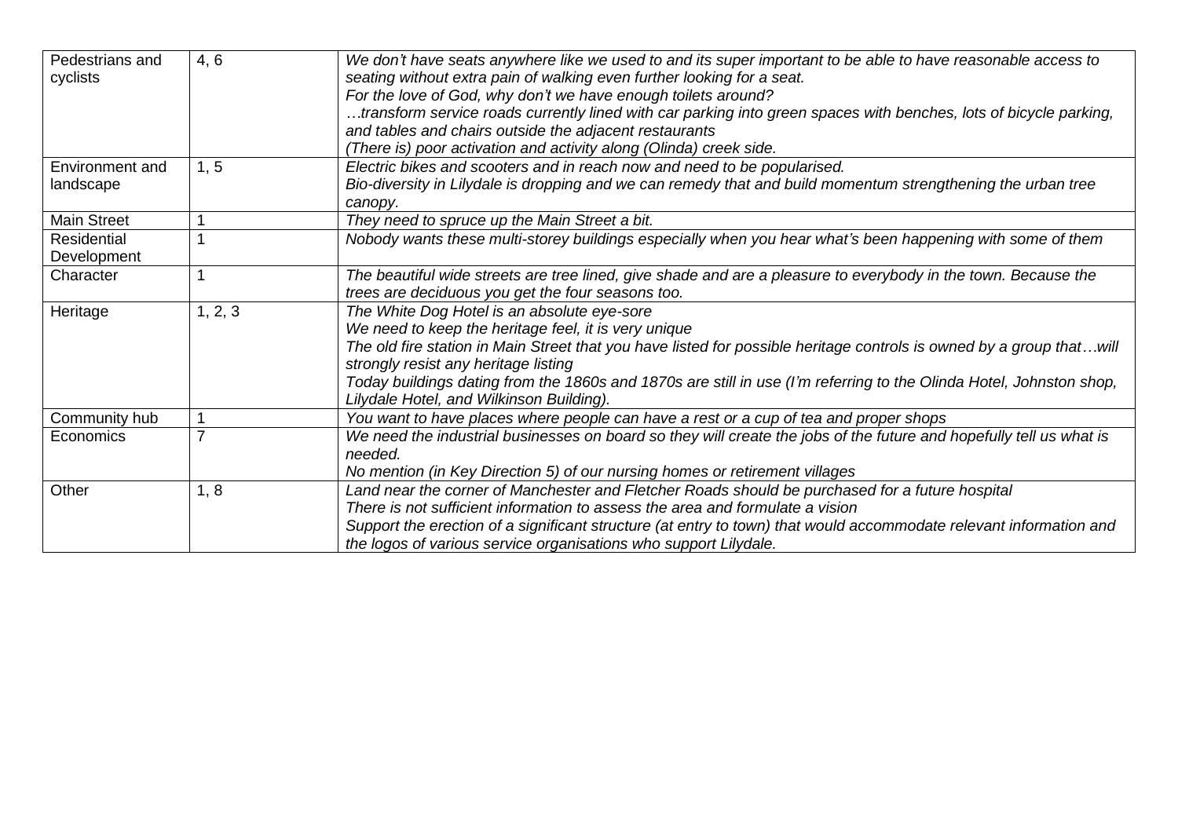| | | |
|---|---|---|
| Pedestrians and cyclists | 4, 6 | *We don't have seats anywhere like we used to and its super important to be able to have reasonable access to seating without extra pain of walking even further looking for a seat.*<br>*For the love of God, why don't we have enough toilets around?*<br>*…transform service roads currently lined with car parking into green spaces with benches, lots of bicycle parking, and tables and chairs outside the adjacent restaurants*<br>*(There is) poor activation and activity along (Olinda) creek side.* |
| Environment and landscape | 1, 5 | *Electric bikes and scooters and in reach now and need to be popularised.*<br>*Bio-diversity in Lilydale is dropping and we can remedy that and build momentum strengthening the urban tree canopy.* |
| Main Street | 1 | *They need to spruce up the Main Street a bit.* |
| Residential Development | 1 | *Nobody wants these multi-storey buildings especially when you hear what's been happening with some of them* |
| Character | 1 | *The beautiful wide streets are tree lined, give shade and are a pleasure to everybody in the town. Because the trees are deciduous you get the four seasons too.* |
| Heritage | 1, 2, 3 | *The White Dog Hotel is an absolute eye-sore*<br>*We need to keep the heritage feel, it is very unique*<br>*The old fire station in Main Street that you have listed for possible heritage controls is owned by a group that…will strongly resist any heritage listing*<br>*Today buildings dating from the 1860s and 1870s are still in use (I'm referring to the Olinda Hotel, Johnston shop, Lilydale Hotel, and Wilkinson Building).* |
| Community hub | 1 | *You want to have places where people can have a rest or a cup of tea and proper shops* |
| Economics | 7 | *We need the industrial businesses on board so they will create the jobs of the future and hopefully tell us what is needed.*<br>*No mention (in Key Direction 5) of our nursing homes or retirement villages* |
| Other | 1, 8 | *Land near the corner of Manchester and Fletcher Roads should be purchased for a future hospital*<br>*There is not sufficient information to assess the area and formulate a vision*<br>*Support the erection of a significant structure (at entry to town) that would accommodate relevant information and the logos of various service organisations who support Lilydale.* |